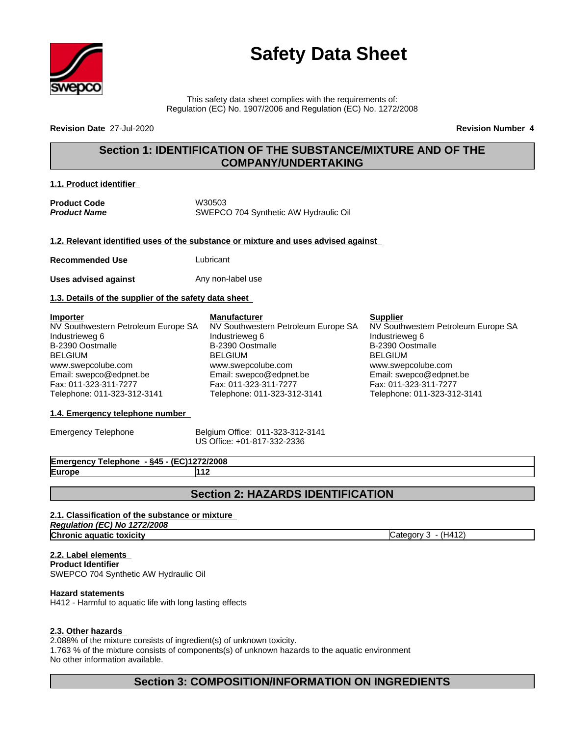# Safety Data Sheet

This safety data sheet complies with the requirements of:
Regulation (EC) No. 1907/2006 and Regulation (EC) No. 1272/2008

**Revision Date** 27-Jul-2020 **Revision Number** 4

## Section 1: IDENTIFICATION OF THE SUBSTANCE/MIXTURE AND OF THE COMPANY/UNDERTAKING

### 1.1. Product identifier

**Product Code** W30503
***Product Name*** SWEPCO 704 Synthetic AW Hydraulic Oil

### 1.2. Relevant identified uses of the substance or mixture and uses advised against

**Recommended Use** Lubricant

**Uses advised against** Any non-label use

### 1.3. Details of the supplier of the safety data sheet

**Importer**
NV Southwestern Petroleum Europe SA
Industrieweg 6
B-2390 Oostmalle
BELGIUM
www.swepcolube.com
Email: swepco@edpnet.be
Fax: 011-323-311-7277
Telephone: 011-323-312-3141

**Manufacturer**
NV Southwestern Petroleum Europe SA
Industrieweg 6
B-2390 Oostmalle
BELGIUM
www.swepcolube.com
Email: swepco@edpnet.be
Fax: 011-323-311-7277
Telephone: 011-323-312-3141

**Supplier**
NV Southwestern Petroleum Europe SA
Industrieweg 6
B-2390 Oostmalle
BELGIUM
www.swepcolube.com
Email: swepco@edpnet.be
Fax: 011-323-311-7277
Telephone: 011-323-312-3141

### 1.4. Emergency telephone number

Emergency Telephone Belgium Office: 011-323-312-3141
US Office: +01-817-332-2336

| **Emergency Telephone - §45 - (EC)1272/2008** | |
|---|---|
| **Europe** | **112** |

## Section 2: HAZARDS IDENTIFICATION

### 2.1. Classification of the substance or mixture

| ***Regulation (EC) No 1272/2008*** | |
|---|---|
| **Chronic aquatic toxicity** | Category 3 - (H412) |

### 2.2. Label elements

**Product Identifier**
SWEPCO 704 Synthetic AW Hydraulic Oil

**Hazard statements**
H412 - Harmful to aquatic life with long lasting effects

### 2.3. Other hazards

2.088% of the mixture consists of ingredient(s) of unknown toxicity.
1.763 % of the mixture consists of components(s) of unknown hazards to the aquatic environment
No other information available.

## Section 3: COMPOSITION/INFORMATION ON INGREDIENTS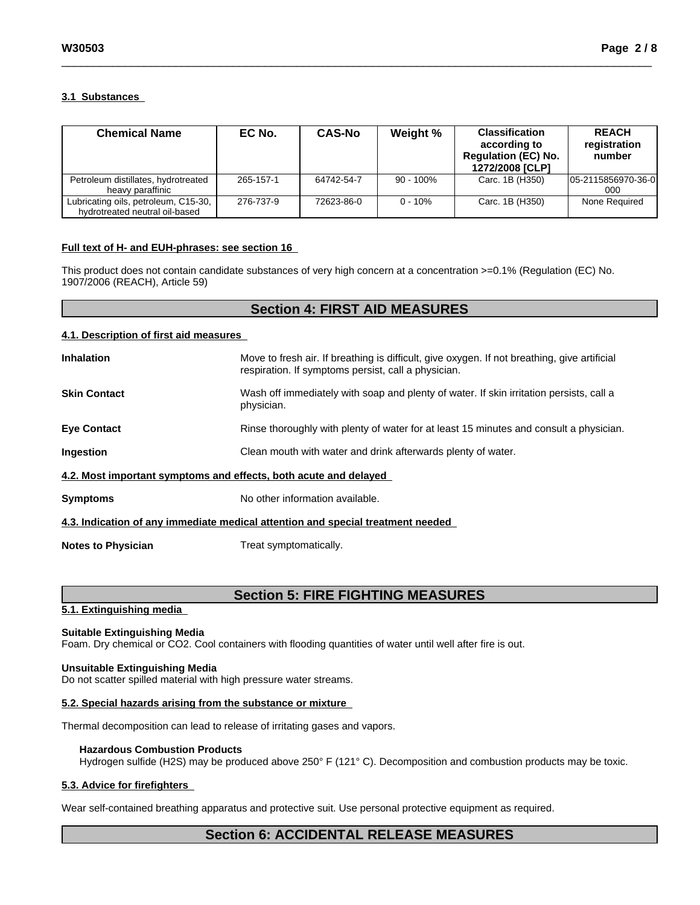### 3.1 Substances

| Chemical Name | EC No. | CAS-No | Weight % | Classification according to Regulation (EC) No. 1272/2008 [CLP] | REACH registration number |
|---|---|---|---|---|---|
| Petroleum distillates, hydrotreated heavy paraffinic | 265-157-1 | 64742-54-7 | 90 - 100% | Carc. 1B (H350) | 05-2115856970-36-0000 |
| Lubricating oils, petroleum, C15-30, hydrotreated neutral oil-based | 276-737-9 | 72623-86-0 | 0 - 10% | Carc. 1B (H350) | None Required |

**Full text of H- and EUH-phrases: see section 16**

This product does not contain candidate substances of very high concern at a concentration >=0.1% (Regulation (EC) No. 1907/2006 (REACH), Article 59)

## Section 4: FIRST AID MEASURES

### 4.1. Description of first aid measures

**Inhalation**: Move to fresh air. If breathing is difficult, give oxygen. If not breathing, give artificial respiration. If symptoms persist, call a physician.

**Skin Contact**: Wash off immediately with soap and plenty of water. If skin irritation persists, call a physician.

**Eye Contact**: Rinse thoroughly with plenty of water for at least 15 minutes and consult a physician.

**Ingestion**: Clean mouth with water and drink afterwards plenty of water.

### 4.2. Most important symptoms and effects, both acute and delayed

**Symptoms**: No other information available.

### 4.3. Indication of any immediate medical attention and special treatment needed

**Notes to Physician**: Treat symptomatically.

## Section 5: FIRE FIGHTING MEASURES

### 5.1. Extinguishing media

**Suitable Extinguishing Media**

Foam. Dry chemical or CO2. Cool containers with flooding quantities of water until well after fire is out.

**Unsuitable Extinguishing Media**

Do not scatter spilled material with high pressure water streams.

### 5.2. Special hazards arising from the substance or mixture

Thermal decomposition can lead to release of irritating gases and vapors.

**Hazardous Combustion Products**

Hydrogen sulfide ($H_2S$) may be produced above 250° F (121° C). Decomposition and combustion products may be toxic.

### 5.3. Advice for firefighters

Wear self-contained breathing apparatus and protective suit. Use personal protective equipment as required.

## Section 6: ACCIDENTAL RELEASE MEASURES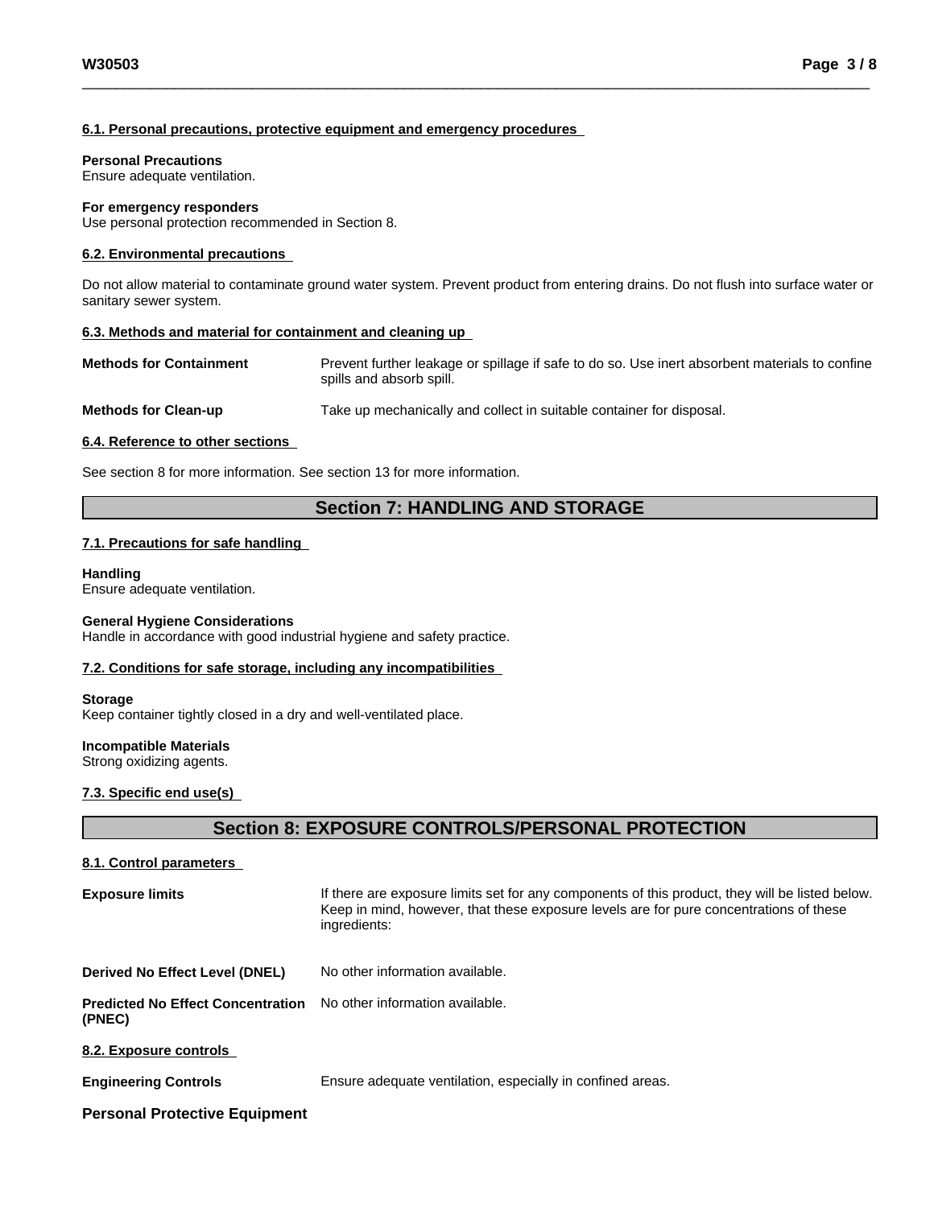### 6.1. Personal precautions, protective equipment and emergency procedures

**Personal Precautions**
Ensure adequate ventilation.

**For emergency responders**
Use personal protection recommended in Section 8.

### 6.2. Environmental precautions

Do not allow material to contaminate ground water system. Prevent product from entering drains. Do not flush into surface water or sanitary sewer system.

### 6.3. Methods and material for containment and cleaning up

**Methods for Containment**: Prevent further leakage or spillage if safe to do so. Use inert absorbent materials to confine spills and absorb spill.

**Methods for Clean-up**: Take up mechanically and collect in suitable container for disposal.

### 6.4. Reference to other sections

See section 8 for more information. See section 13 for more information.

## Section 7: HANDLING AND STORAGE

### 7.1. Precautions for safe handling

**Handling**
Ensure adequate ventilation.

**General Hygiene Considerations**
Handle in accordance with good industrial hygiene and safety practice.

### 7.2. Conditions for safe storage, including any incompatibilities

**Storage**
Keep container tightly closed in a dry and well-ventilated place.

**Incompatible Materials**
Strong oxidizing agents.

### 7.3. Specific end use(s)

## Section 8: EXPOSURE CONTROLS/PERSONAL PROTECTION

### 8.1. Control parameters

**Exposure limits**: If there are exposure limits set for any components of this product, they will be listed below. Keep in mind, however, that these exposure levels are for pure concentrations of these ingredients:

**Derived No Effect Level (DNEL)**: No other information available.

**Predicted No Effect Concentration (PNEC)**: No other information available.

### 8.2. Exposure controls

**Engineering Controls**: Ensure adequate ventilation, especially in confined areas.

**Personal Protective Equipment**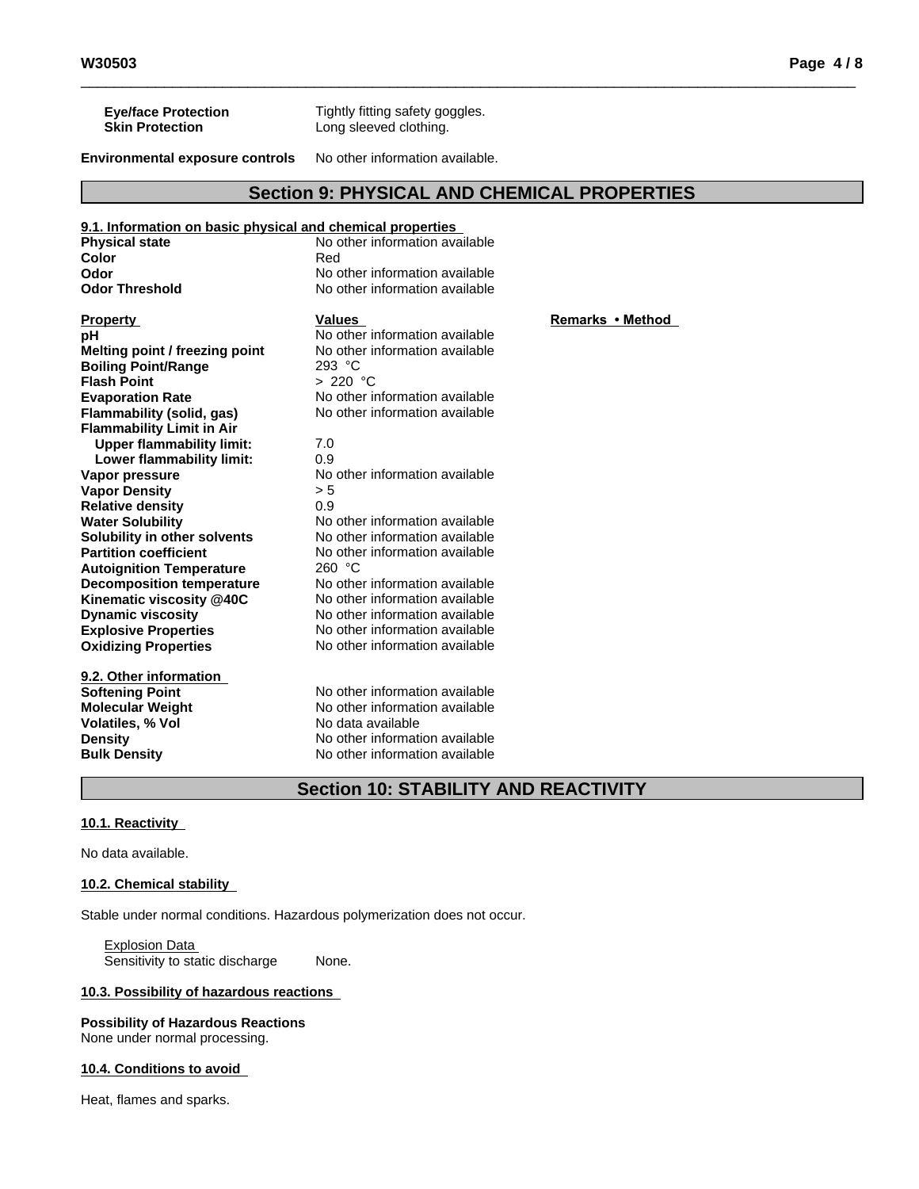**Eye/face Protection** Tightly fitting safety goggles.
**Skin Protection** Long sleeved clothing.

**Environmental exposure controls** No other information available.

## Section 9: PHYSICAL AND CHEMICAL PROPERTIES

### 9.1. Information on basic physical and chemical properties

| | |
|---|---|
| **Physical state** | No other information available |
| **Color** | Red |
| **Odor** | No other information available |
| **Odor Threshold** | No other information available |

| Property | Values | Remarks • Method |
|---|---|---|
| **pH** | No other information available | |
| **Melting point / freezing point** | No other information available | |
| **Boiling Point/Range** | 293 °C | |
| **Flash Point** | > 220 °C | |
| **Evaporation Rate** | No other information available | |
| **Flammability (solid, gas)** | No other information available | |
| **Flammability Limit in Air** | | |
| **Upper flammability limit:** | 7.0 | |
| **Lower flammability limit:** | 0.9 | |
| **Vapor pressure** | No other information available | |
| **Vapor Density** | > 5 | |
| **Relative density** | 0.9 | |
| **Water Solubility** | No other information available | |
| **Solubility in other solvents** | No other information available | |
| **Partition coefficient** | No other information available | |
| **Autoignition Temperature** | 260 °C | |
| **Decomposition temperature** | No other information available | |
| **Kinematic viscosity @40C** | No other information available | |
| **Dynamic viscosity** | No other information available | |
| **Explosive Properties** | No other information available | |
| **Oxidizing Properties** | No other information available | |

### 9.2. Other information

| | |
|---|---|
| **Softening Point** | No other information available |
| **Molecular Weight** | No other information available |
| **Volatiles, % Vol** | No data available |
| **Density** | No other information available |
| **Bulk Density** | No other information available |

## Section 10: STABILITY AND REACTIVITY

### 10.1. Reactivity

No data available.

### 10.2. Chemical stability

Stable under normal conditions. Hazardous polymerization does not occur.

Explosion Data
Sensitivity to static discharge None.

### 10.3. Possibility of hazardous reactions

**Possibility of Hazardous Reactions**
None under normal processing.

### 10.4. Conditions to avoid

Heat, flames and sparks.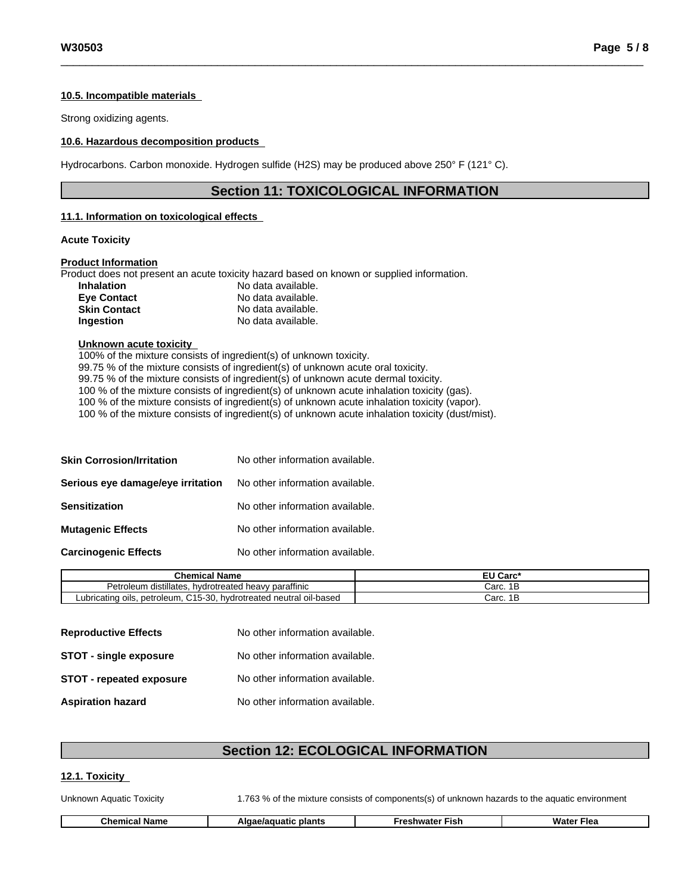### 10.5. Incompatible materials

Strong oxidizing agents.

### 10.6. Hazardous decomposition products

Hydrocarbons. Carbon monoxide. Hydrogen sulfide ($H_2S$) may be produced above 250° F (121° C).

## Section 11: TOXICOLOGICAL INFORMATION

### 11.1. Information on toxicological effects

**Acute Toxicity**

**Product Information**

Product does not present an acute toxicity hazard based on known or supplied information.

| | |
|---|---|
| **Inhalation** | No data available. |
| **Eye Contact** | No data available. |
| **Skin Contact** | No data available. |
| **Ingestion** | No data available. |

**Unknown acute toxicity**

100% of the mixture consists of ingredient(s) of unknown toxicity.
99.75 % of the mixture consists of ingredient(s) of unknown acute oral toxicity.
99.75 % of the mixture consists of ingredient(s) of unknown acute dermal toxicity.
100 % of the mixture consists of ingredient(s) of unknown acute inhalation toxicity (gas).
100 % of the mixture consists of ingredient(s) of unknown acute inhalation toxicity (vapor).
100 % of the mixture consists of ingredient(s) of unknown acute inhalation toxicity (dust/mist).

| | |
|---|---|
| **Skin Corrosion/Irritation** | No other information available. |
| **Serious eye damage/eye irritation** | No other information available. |
| **Sensitization** | No other information available. |
| **Mutagenic Effects** | No other information available. |
| **Carcinogenic Effects** | No other information available. |

| Chemical Name | EU Carc* |
|---|---|
| Petroleum distillates, hydrotreated heavy paraffinic | Carc. 1B |
| Lubricating oils, petroleum, C15-30, hydrotreated neutral oil-based | Carc. 1B |

| | |
|---|---|
| **Reproductive Effects** | No other information available. |
| **STOT - single exposure** | No other information available. |
| **STOT - repeated exposure** | No other information available. |
| **Aspiration hazard** | No other information available. |

## Section 12: ECOLOGICAL INFORMATION

### 12.1. Toxicity

Unknown Aquatic Toxicity: 1.763 % of the mixture consists of components(s) of unknown hazards to the aquatic environment

| Chemical Name | Algae/aquatic plants | Freshwater Fish | Water Flea |
|---|---|---|---|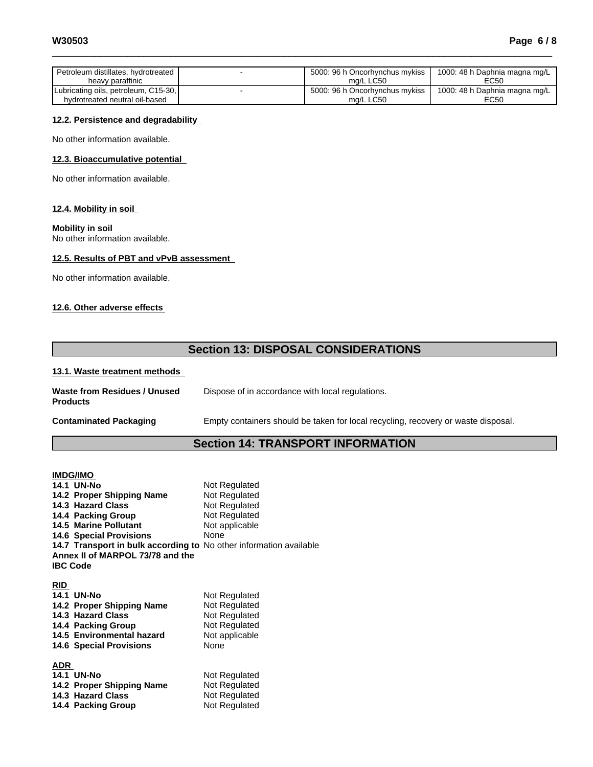| | | | |
|---|---|---|---|
| Petroleum distillates, hydrotreated heavy paraffinic | - | 5000: 96 h Oncorhynchus mykiss mg/L LC50 | 1000: 48 h Daphnia magna mg/L EC50 |
| Lubricating oils, petroleum, C15-30, hydrotreated neutral oil-based | - | 5000: 96 h Oncorhynchus mykiss mg/L LC50 | 1000: 48 h Daphnia magna mg/L EC50 |

### 12.2. Persistence and degradability

No other information available.

### 12.3. Bioaccumulative potential

No other information available.

### 12.4. Mobility in soil

**Mobility in soil**
No other information available.

### 12.5. Results of PBT and vPvB assessment

No other information available.

### 12.6. Other adverse effects

## Section 13: DISPOSAL CONSIDERATIONS

### 13.1. Waste treatment methods

**Waste from Residues / Unused Products** Dispose of in accordance with local regulations.

**Contaminated Packaging** Empty containers should be taken for local recycling, recovery or waste disposal.

## Section 14: TRANSPORT INFORMATION

**IMDG/IMO**

| | |
|---|---|
| **14.1 UN-No** | Not Regulated |
| **14.2 Proper Shipping Name** | Not Regulated |
| **14.3 Hazard Class** | Not Regulated |
| **14.4 Packing Group** | Not Regulated |
| **14.5 Marine Pollutant** | Not applicable |
| **14.6 Special Provisions** | None |
| **14.7 Transport in bulk according to Annex II of MARPOL 73/78 and the IBC Code** | No other information available |

**RID**

| | |
|---|---|
| **14.1 UN-No** | Not Regulated |
| **14.2 Proper Shipping Name** | Not Regulated |
| **14.3 Hazard Class** | Not Regulated |
| **14.4 Packing Group** | Not Regulated |
| **14.5 Environmental hazard** | Not applicable |
| **14.6 Special Provisions** | None |

**ADR**

| | |
|---|---|
| **14.1 UN-No** | Not Regulated |
| **14.2 Proper Shipping Name** | Not Regulated |
| **14.3 Hazard Class** | Not Regulated |
| **14.4 Packing Group** | Not Regulated |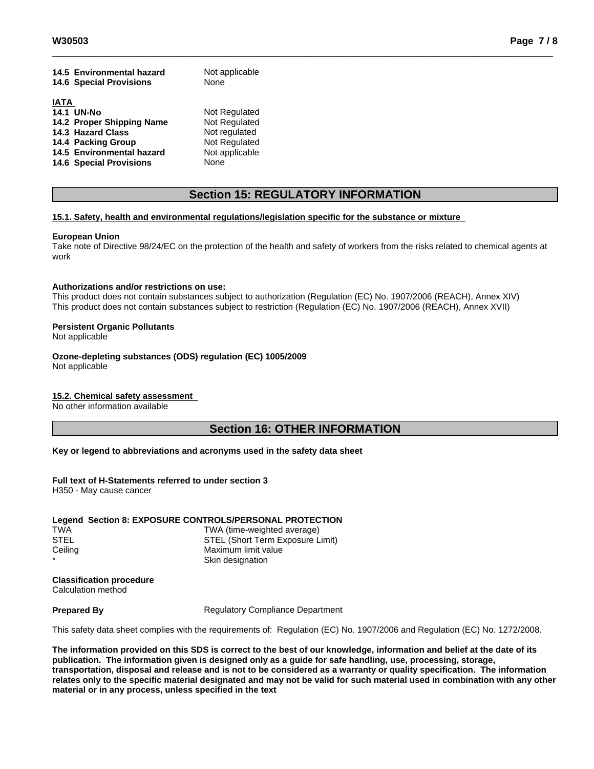| | |
|---|---|
| **14.5 Environmental hazard** | Not applicable |
| **14.6 Special Provisions** | None |

**IATA**

| | |
|---|---|
| **14.1 UN-No** | Not Regulated |
| **14.2 Proper Shipping Name** | Not Regulated |
| **14.3 Hazard Class** | Not regulated |
| **14.4 Packing Group** | Not Regulated |
| **14.5 Environmental hazard** | Not applicable |
| **14.6 Special Provisions** | None |

## Section 15: REGULATORY INFORMATION

**15.1. Safety, health and environmental regulations/legislation specific for the substance or mixture**

**European Union**

Take note of Directive 98/24/EC on the protection of the health and safety of workers from the risks related to chemical agents at work

**Authorizations and/or restrictions on use:**

This product does not contain substances subject to authorization (Regulation (EC) No. 1907/2006 (REACH), Annex XIV)
This product does not contain substances subject to restriction (Regulation (EC) No. 1907/2006 (REACH), Annex XVII)

**Persistent Organic Pollutants**

Not applicable

**Ozone-depleting substances (ODS) regulation (EC) 1005/2009**

Not applicable

**15.2. Chemical safety assessment**

No other information available

## Section 16: OTHER INFORMATION

**Key or legend to abbreviations and acronyms used in the safety data sheet**

**Full text of H-Statements referred to under section 3**

H350 - May cause cancer

**Legend Section 8: EXPOSURE CONTROLS/PERSONAL PROTECTION**

| | |
|---|---|
| TWA | TWA (time-weighted average) |
| STEL | STEL (Short Term Exposure Limit) |
| Ceiling | Maximum limit value |
| * | Skin designation |

**Classification procedure**

Calculation method

**Prepared By** Regulatory Compliance Department

This safety data sheet complies with the requirements of: Regulation (EC) No. 1907/2006 and Regulation (EC) No. 1272/2008.

**The information provided on this SDS is correct to the best of our knowledge, information and belief at the date of its publication. The information given is designed only as a guide for safe handling, use, processing, storage, transportation, disposal and release and is not to be considered as a warranty or quality specification. The information relates only to the specific material designated and may not be valid for such material used in combination with any other material or in any process, unless specified in the text**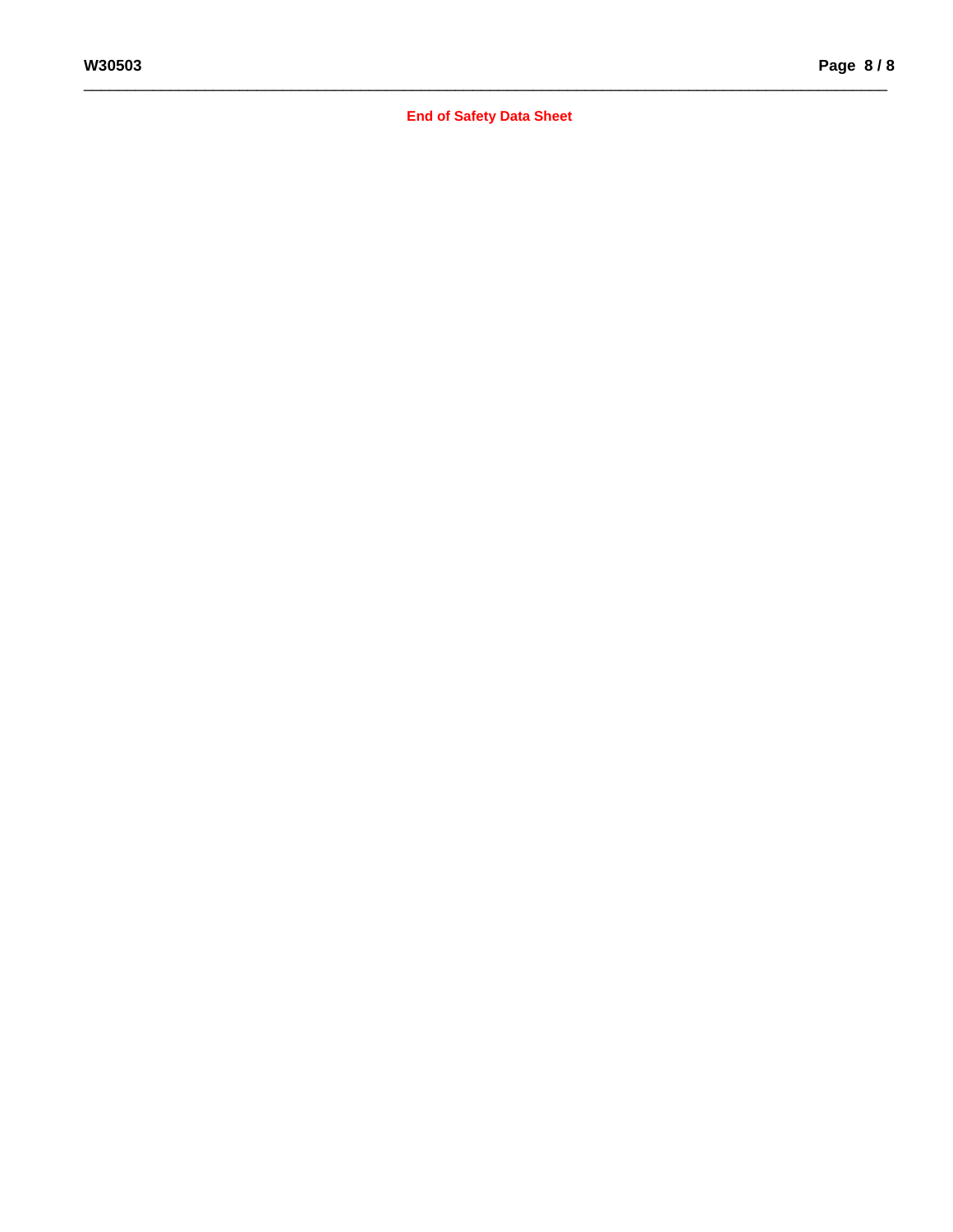**End of Safety Data Sheet**